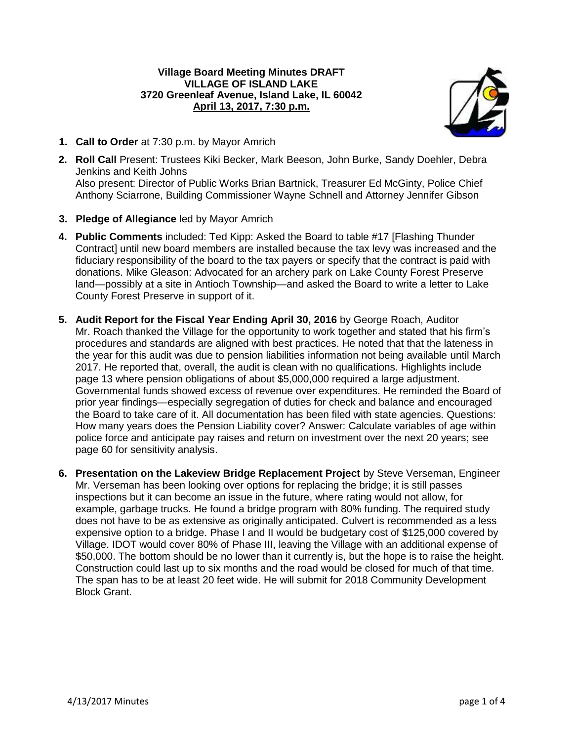**Village Board Meeting Minutes DRAFT**
**VILLAGE OF ISLAND LAKE**
**3720 Greenleaf Avenue, Island Lake, IL 60042**
**April 13, 2017, 7:30 p.m.**

1. **Call to Order** at 7:30 p.m. by Mayor Amrich

2. **Roll Call** Present: Trustees Kiki Becker, Mark Beeson, John Burke, Sandy Doehler, Debra Jenkins and Keith Johns
   Also present: Director of Public Works Brian Bartnick, Treasurer Ed McGinty, Police Chief Anthony Sciarrone, Building Commissioner Wayne Schnell and Attorney Jennifer Gibson

3. **Pledge of Allegiance** led by Mayor Amrich

4. **Public Comments** included: Ted Kipp: Asked the Board to table #17 [Flashing Thunder Contract] until new board members are installed because the tax levy was increased and the fiduciary responsibility of the board to the tax payers or specify that the contract is paid with donations. Mike Gleason: Advocated for an archery park on Lake County Forest Preserve land—possibly at a site in Antioch Township—and asked the Board to write a letter to Lake County Forest Preserve in support of it.

5. **Audit Report for the Fiscal Year Ending April 30, 2016** by George Roach, Auditor
   Mr. Roach thanked the Village for the opportunity to work together and stated that his firm's procedures and standards are aligned with best practices. He noted that that the lateness in the year for this audit was due to pension liabilities information not being available until March 2017. He reported that, overall, the audit is clean with no qualifications. Highlights include page 13 where pension obligations of about $5,000,000 required a large adjustment. Governmental funds showed excess of revenue over expenditures. He reminded the Board of prior year findings—especially segregation of duties for check and balance and encouraged the Board to take care of it. All documentation has been filed with state agencies. Questions: How many years does the Pension Liability cover? Answer: Calculate variables of age within police force and anticipate pay raises and return on investment over the next 20 years; see page 60 for sensitivity analysis.

6. **Presentation on the Lakeview Bridge Replacement Project** by Steve Verseman, Engineer
   Mr. Verseman has been looking over options for replacing the bridge; it is still passes inspections but it can become an issue in the future, where rating would not allow, for example, garbage trucks. He found a bridge program with 80% funding. The required study does not have to be as extensive as originally anticipated. Culvert is recommended as a less expensive option to a bridge. Phase I and II would be budgetary cost of $125,000 covered by Village. IDOT would cover 80% of Phase III, leaving the Village with an additional expense of $50,000. The bottom should be no lower than it currently is, but the hope is to raise the height. Construction could last up to six months and the road would be closed for much of that time. The span has to be at least 20 feet wide. He will submit for 2018 Community Development Block Grant.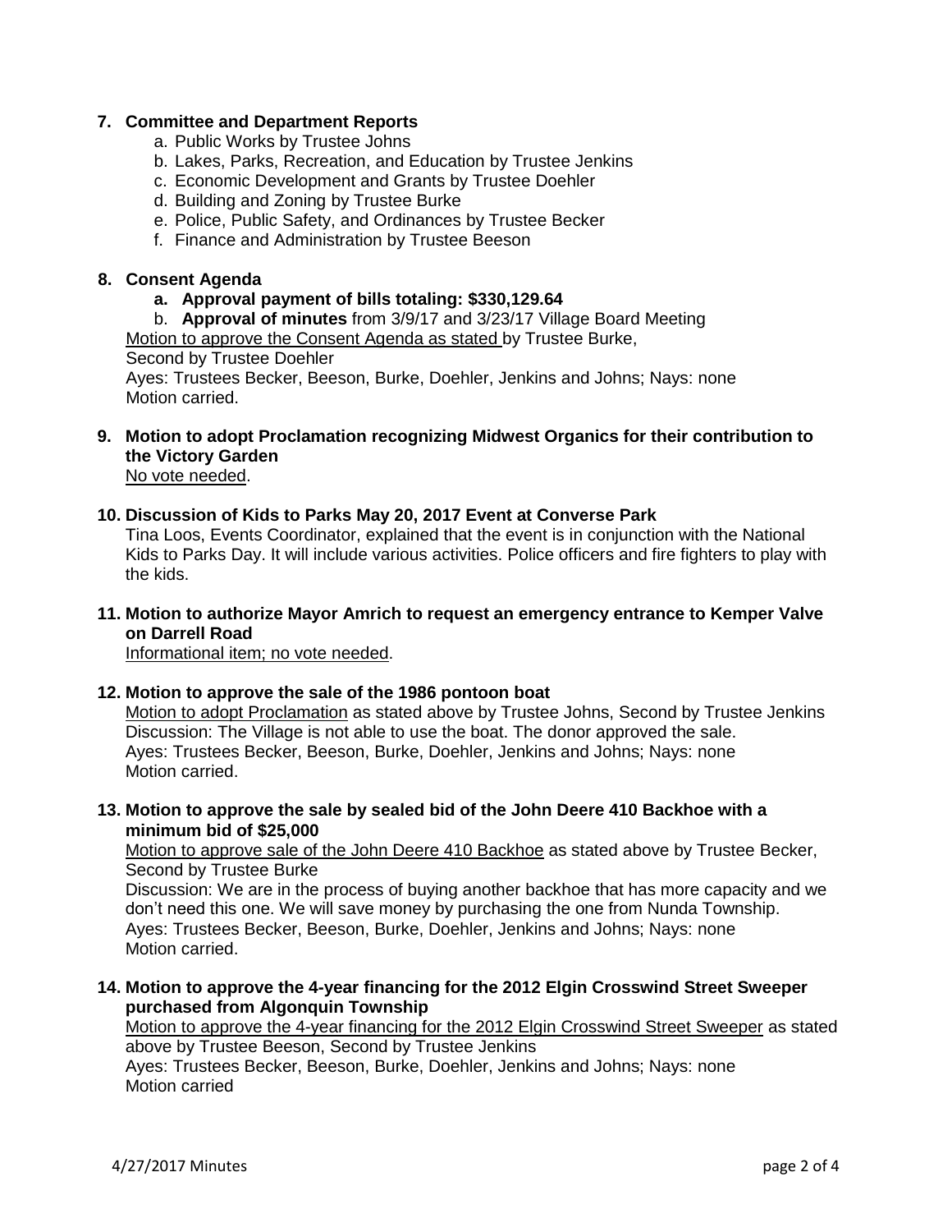**7. Committee and Department Reports**

a. Public Works by Trustee Johns
b. Lakes, Parks, Recreation, and Education by Trustee Jenkins
c. Economic Development and Grants by Trustee Doehler
d. Building and Zoning by Trustee Burke
e. Police, Public Safety, and Ordinances by Trustee Becker
f. Finance and Administration by Trustee Beeson

**8. Consent Agenda**

a. **Approval payment of bills totaling: $330,129.64**
b. **Approval of minutes** from 3/9/17 and 3/23/17 Village Board Meeting

Motion to approve the Consent Agenda as stated by Trustee Burke,
Second by Trustee Doehler
Ayes: Trustees Becker, Beeson, Burke, Doehler, Jenkins and Johns; Nays: none
Motion carried.

**9. Motion to adopt Proclamation recognizing Midwest Organics for their contribution to the Victory Garden**

No vote needed.

**10. Discussion of Kids to Parks May 20, 2017 Event at Converse Park**

Tina Loos, Events Coordinator, explained that the event is in conjunction with the National Kids to Parks Day. It will include various activities. Police officers and fire fighters to play with the kids.

**11. Motion to authorize Mayor Amrich to request an emergency entrance to Kemper Valve on Darrell Road**

Informational item; no vote needed.

**12. Motion to approve the sale of the 1986 pontoon boat**

Motion to adopt Proclamation as stated above by Trustee Johns, Second by Trustee Jenkins
Discussion: The Village is not able to use the boat. The donor approved the sale.
Ayes: Trustees Becker, Beeson, Burke, Doehler, Jenkins and Johns; Nays: none
Motion carried.

**13. Motion to approve the sale by sealed bid of the John Deere 410 Backhoe with a minimum bid of $25,000**

Motion to approve sale of the John Deere 410 Backhoe as stated above by Trustee Becker, Second by Trustee Burke
Discussion: We are in the process of buying another backhoe that has more capacity and we don't need this one. We will save money by purchasing the one from Nunda Township.
Ayes: Trustees Becker, Beeson, Burke, Doehler, Jenkins and Johns; Nays: none
Motion carried.

**14. Motion to approve the 4-year financing for the 2012 Elgin Crosswind Street Sweeper purchased from Algonquin Township**

Motion to approve the 4-year financing for the 2012 Elgin Crosswind Street Sweeper as stated above by Trustee Beeson, Second by Trustee Jenkins
Ayes: Trustees Becker, Beeson, Burke, Doehler, Jenkins and Johns; Nays: none
Motion carried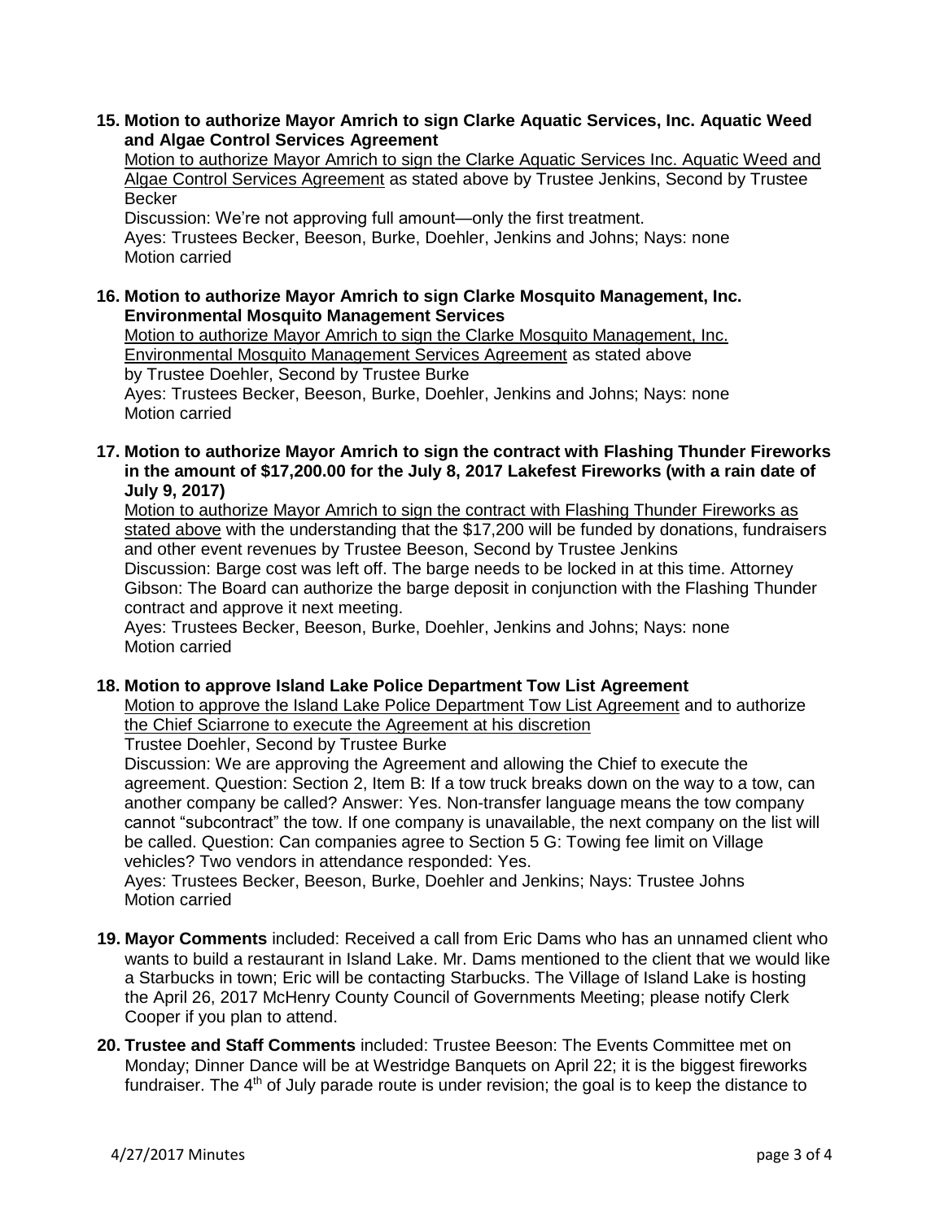**15. Motion to authorize Mayor Amrich to sign Clarke Aquatic Services, Inc. Aquatic Weed and Algae Control Services Agreement**

Motion to authorize Mayor Amrich to sign the Clarke Aquatic Services Inc. Aquatic Weed and Algae Control Services Agreement as stated above by Trustee Jenkins, Second by Trustee Becker

Discussion: We're not approving full amount—only the first treatment.

Ayes: Trustees Becker, Beeson, Burke, Doehler, Jenkins and Johns; Nays: none

Motion carried

**16. Motion to authorize Mayor Amrich to sign Clarke Mosquito Management, Inc. Environmental Mosquito Management Services**

Motion to authorize Mayor Amrich to sign the Clarke Mosquito Management, Inc. Environmental Mosquito Management Services Agreement as stated above by Trustee Doehler, Second by Trustee Burke

Ayes: Trustees Becker, Beeson, Burke, Doehler, Jenkins and Johns; Nays: none

Motion carried

**17. Motion to authorize Mayor Amrich to sign the contract with Flashing Thunder Fireworks in the amount of $17,200.00 for the July 8, 2017 Lakefest Fireworks (with a rain date of July 9, 2017)**

Motion to authorize Mayor Amrich to sign the contract with Flashing Thunder Fireworks as stated above with the understanding that the $17,200 will be funded by donations, fundraisers and other event revenues by Trustee Beeson, Second by Trustee Jenkins

Discussion: Barge cost was left off. The barge needs to be locked in at this time. Attorney Gibson: The Board can authorize the barge deposit in conjunction with the Flashing Thunder contract and approve it next meeting.

Ayes: Trustees Becker, Beeson, Burke, Doehler, Jenkins and Johns; Nays: none

Motion carried

**18. Motion to approve Island Lake Police Department Tow List Agreement**

Motion to approve the Island Lake Police Department Tow List Agreement and to authorize the Chief Sciarrone to execute the Agreement at his discretion

Trustee Doehler, Second by Trustee Burke

Discussion: We are approving the Agreement and allowing the Chief to execute the agreement. Question: Section 2, Item B: If a tow truck breaks down on the way to a tow, can another company be called? Answer: Yes. Non-transfer language means the tow company cannot "subcontract" the tow. If one company is unavailable, the next company on the list will be called. Question: Can companies agree to Section 5 G: Towing fee limit on Village vehicles? Two vendors in attendance responded: Yes.

Ayes: Trustees Becker, Beeson, Burke, Doehler and Jenkins; Nays: Trustee Johns

Motion carried

**19. Mayor Comments** included: Received a call from Eric Dams who has an unnamed client who wants to build a restaurant in Island Lake. Mr. Dams mentioned to the client that we would like a Starbucks in town; Eric will be contacting Starbucks. The Village of Island Lake is hosting the April 26, 2017 McHenry County Council of Governments Meeting; please notify Clerk Cooper if you plan to attend.

**20. Trustee and Staff Comments** included: Trustee Beeson: The Events Committee met on Monday; Dinner Dance will be at Westridge Banquets on April 22; it is the biggest fireworks fundraiser. The 4th of July parade route is under revision; the goal is to keep the distance to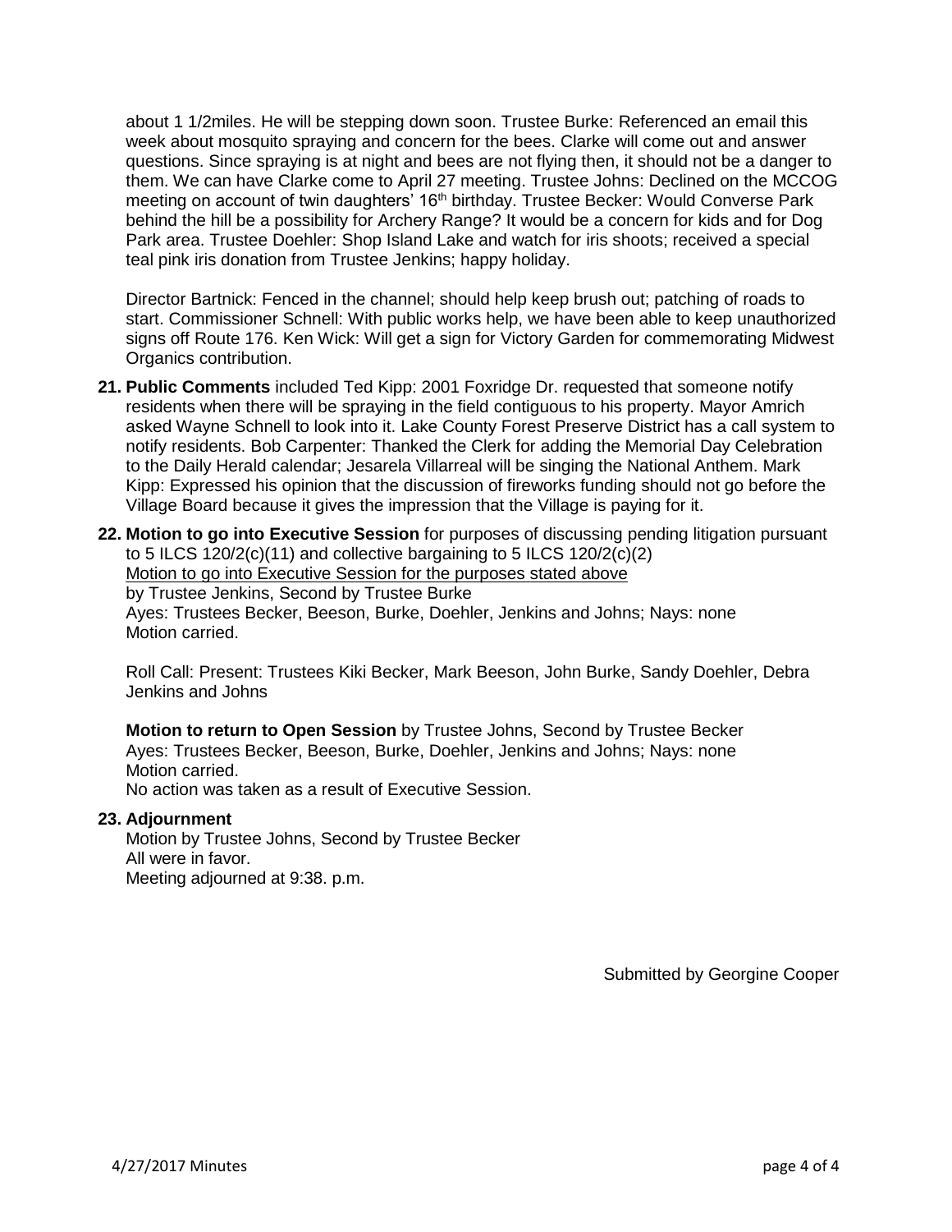about 1 1/2miles. He will be stepping down soon. Trustee Burke: Referenced an email this week about mosquito spraying and concern for the bees. Clarke will come out and answer questions. Since spraying is at night and bees are not flying then, it should not be a danger to them. We can have Clarke come to April 27 meeting. Trustee Johns: Declined on the MCCOG meeting on account of twin daughters' 16th birthday. Trustee Becker: Would Converse Park behind the hill be a possibility for Archery Range? It would be a concern for kids and for Dog Park area. Trustee Doehler: Shop Island Lake and watch for iris shoots; received a special teal pink iris donation from Trustee Jenkins; happy holiday.

Director Bartnick: Fenced in the channel; should help keep brush out; patching of roads to start. Commissioner Schnell: With public works help, we have been able to keep unauthorized signs off Route 176. Ken Wick: Will get a sign for Victory Garden for commemorating Midwest Organics contribution.

21. **Public Comments** included Ted Kipp: 2001 Foxridge Dr. requested that someone notify residents when there will be spraying in the field contiguous to his property. Mayor Amrich asked Wayne Schnell to look into it. Lake County Forest Preserve District has a call system to notify residents. Bob Carpenter: Thanked the Clerk for adding the Memorial Day Celebration to the Daily Herald calendar; Jesarela Villarreal will be singing the National Anthem. Mark Kipp: Expressed his opinion that the discussion of fireworks funding should not go before the Village Board because it gives the impression that the Village is paying for it.

22. **Motion to go into Executive Session** for purposes of discussing pending litigation pursuant to 5 ILCS 120/2(c)(11) and collective bargaining to 5 ILCS 120/2(c)(2)
Motion to go into Executive Session for the purposes stated above
by Trustee Jenkins, Second by Trustee Burke
Ayes: Trustees Becker, Beeson, Burke, Doehler, Jenkins and Johns; Nays: none
Motion carried.

    Roll Call: Present: Trustees Kiki Becker, Mark Beeson, John Burke, Sandy Doehler, Debra Jenkins and Johns

    **Motion to return to Open Session** by Trustee Johns, Second by Trustee Becker
Ayes: Trustees Becker, Beeson, Burke, Doehler, Jenkins and Johns; Nays: none
Motion carried.
No action was taken as a result of Executive Session.

23. **Adjournment**
Motion by Trustee Johns, Second by Trustee Becker
All were in favor.
Meeting adjourned at 9:38. p.m.

Submitted by Georgine Cooper